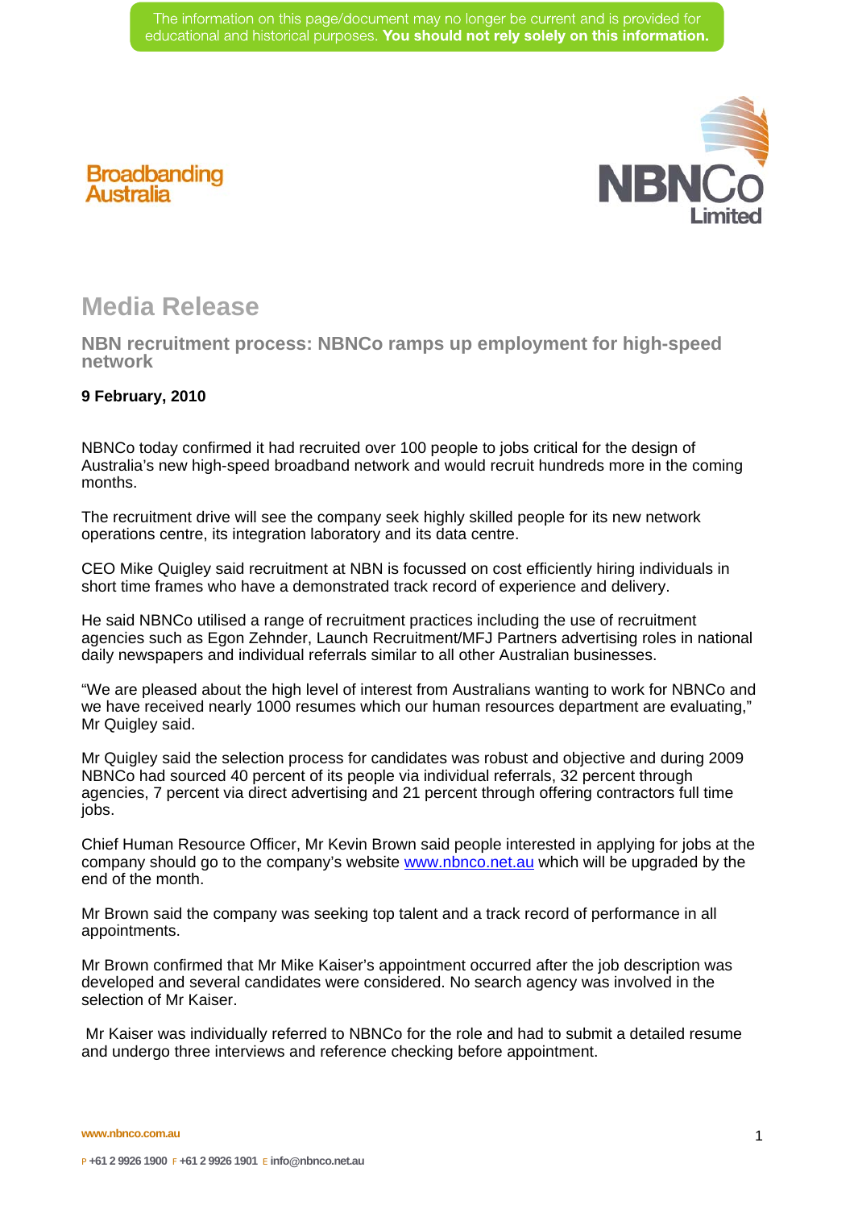The information on this page/document may no longer be current and is provided for educational and historical purposes. **You should not rely solely on this information.**

Broadbanding Australia

NBNCo Limited

# Media Release

## NBN recruitment process: NBNCo ramps up employment for high-speed network

**9 February, 2010**

NBNCo today confirmed it had recruited over 100 people to jobs critical for the design of Australia's new high-speed broadband network and would recruit hundreds more in the coming months.

The recruitment drive will see the company seek highly skilled people for its new network operations centre, its integration laboratory and its data centre.

CEO Mike Quigley said recruitment at NBN is focussed on cost efficiently hiring individuals in short time frames who have a demonstrated track record of experience and delivery.

He said NBNCo utilised a range of recruitment practices including the use of recruitment agencies such as Egon Zehnder, Launch Recruitment/MFJ Partners advertising roles in national daily newspapers and individual referrals similar to all other Australian businesses.

"We are pleased about the high level of interest from Australians wanting to work for NBNCo and we have received nearly 1000 resumes which our human resources department are evaluating," Mr Quigley said.

Mr Quigley said the selection process for candidates was robust and objective and during 2009 NBNCo had sourced 40 percent of its people via individual referrals, 32 percent through agencies, 7 percent via direct advertising and 21 percent through offering contractors full time jobs.

Chief Human Resource Officer, Mr Kevin Brown said people interested in applying for jobs at the company should go to the company's website [www.nbnco.net.au](http://www.nbnco.net.au) which will be upgraded by the end of the month.

Mr Brown said the company was seeking top talent and a track record of performance in all appointments.

Mr Brown confirmed that Mr Mike Kaiser's appointment occurred after the job description was developed and several candidates were considered. No search agency was involved in the selection of Mr Kaiser.

Mr Kaiser was individually referred to NBNCo for the role and had to submit a detailed resume and undergo three interviews and reference checking before appointment.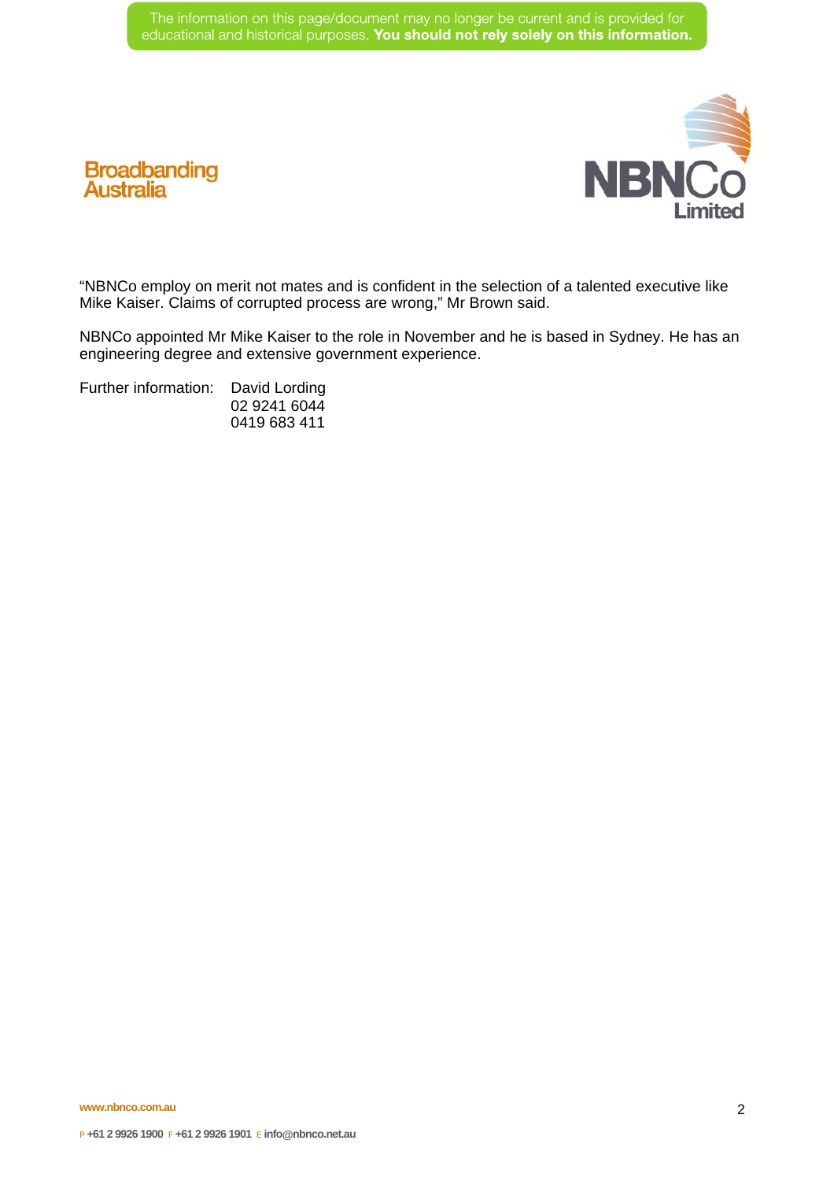The information on this page/document may no longer be current and is provided for educational and historical purposes. **You should not rely solely on this information.**

"NBNCo employ on merit not mates and is confident in the selection of a talented executive like Mike Kaiser. Claims of corrupted process are wrong," Mr Brown said.

NBNCo appointed Mr Mike Kaiser to the role in November and he is based in Sydney. He has an engineering degree and extensive government experience.

Further information: David Lording
02 9241 6044
0419 683 411

www.nbnco.com.au

P +61 2 9926 1900 F +61 2 9926 1901 E info@nbnco.net.au